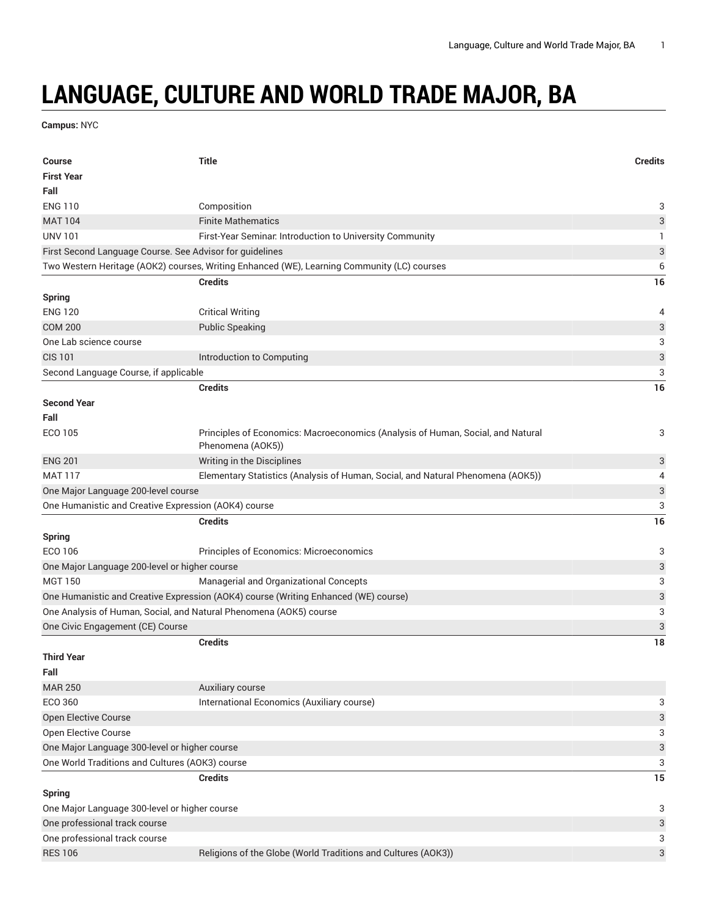# LANGUAGE, CULTURE AND WORLD TRADE MAJOR, BA

**Campus:** NYC

| Course | Title | Credits |
|---|---|---|
| **First Year** | | |
| **Fall** | | |
| ENG 110 | Composition | 3 |
| MAT 104 | Finite Mathematics | 3 |
| UNV 101 | First-Year Seminar: Introduction to University Community | 1 |
| First Second Language Course. See Advisor for guidelines | | 3 |
| Two Western Heritage (AOK2) courses, Writing Enhanced (WE), Learning Community (LC) courses | | 6 |
| | **Credits** | **16** |
| **Spring** | | |
| ENG 120 | Critical Writing | 4 |
| COM 200 | Public Speaking | 3 |
| One Lab science course | | 3 |
| CIS 101 | Introduction to Computing | 3 |
| Second Language Course, if applicable | | 3 |
| | **Credits** | **16** |
| **Second Year** | | |
| **Fall** | | |
| ECO 105 | Principles of Economics: Macroeconomics (Analysis of Human, Social, and Natural Phenomena (AOK5)) | 3 |
| ENG 201 | Writing in the Disciplines | 3 |
| MAT 117 | Elementary Statistics (Analysis of Human, Social, and Natural Phenomena (AOK5)) | 4 |
| One Major Language 200-level course | | 3 |
| One Humanistic and Creative Expression (AOK4) course | | 3 |
| | **Credits** | **16** |
| **Spring** | | |
| ECO 106 | Principles of Economics: Microeconomics | 3 |
| One Major Language 200-level or higher course | | 3 |
| MGT 150 | Managerial and Organizational Concepts | 3 |
| One Humanistic and Creative Expression (AOK4) course (Writing Enhanced (WE) course) | | 3 |
| One Analysis of Human, Social, and Natural Phenomena (AOK5) course | | 3 |
| One Civic Engagement (CE) Course | | 3 |
| | **Credits** | **18** |
| **Third Year** | | |
| **Fall** | | |
| MAR 250 | Auxiliary course | |
| ECO 360 | International Economics (Auxiliary course) | 3 |
| Open Elective Course | | 3 |
| Open Elective Course | | 3 |
| One Major Language 300-level or higher course | | 3 |
| One World Traditions and Cultures (AOK3) course | | 3 |
| | **Credits** | **15** |
| **Spring** | | |
| One Major Language 300-level or higher course | | 3 |
| One professional track course | | 3 |
| One professional track course | | 3 |
| RES 106 | Religions of the Globe (World Traditions and Cultures (AOK3)) | 3 |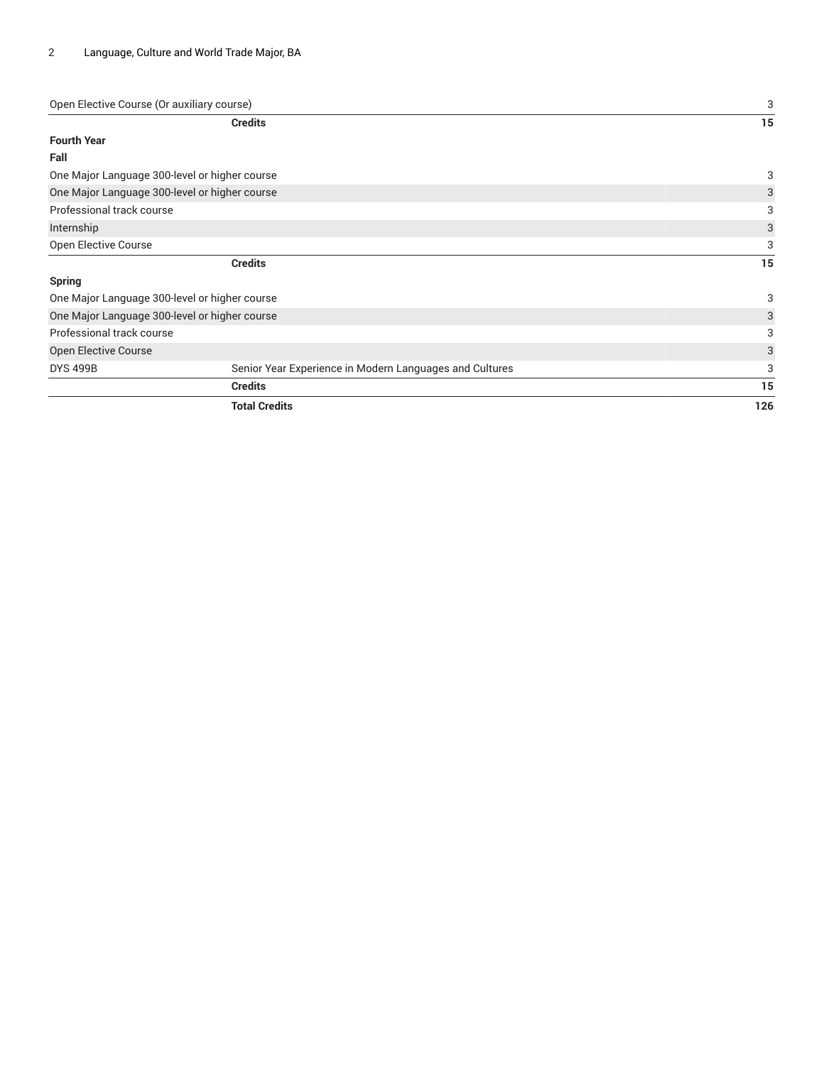| | | |
|---|---|---|
| Open Elective Course (Or auxiliary course) | | 3 |
| | **Credits** | **15** |
| **Fourth Year** | | |
| **Fall** | | |
| One Major Language 300-level or higher course | | 3 |
| One Major Language 300-level or higher course | | 3 |
| Professional track course | | 3 |
| Internship | | 3 |
| Open Elective Course | | 3 |
| | **Credits** | **15** |
| **Spring** | | |
| One Major Language 300-level or higher course | | 3 |
| One Major Language 300-level or higher course | | 3 |
| Professional track course | | 3 |
| Open Elective Course | | 3 |
| DYS 499B | Senior Year Experience in Modern Languages and Cultures | 3 |
| | **Credits** | **15** |
| | **Total Credits** | **126** |